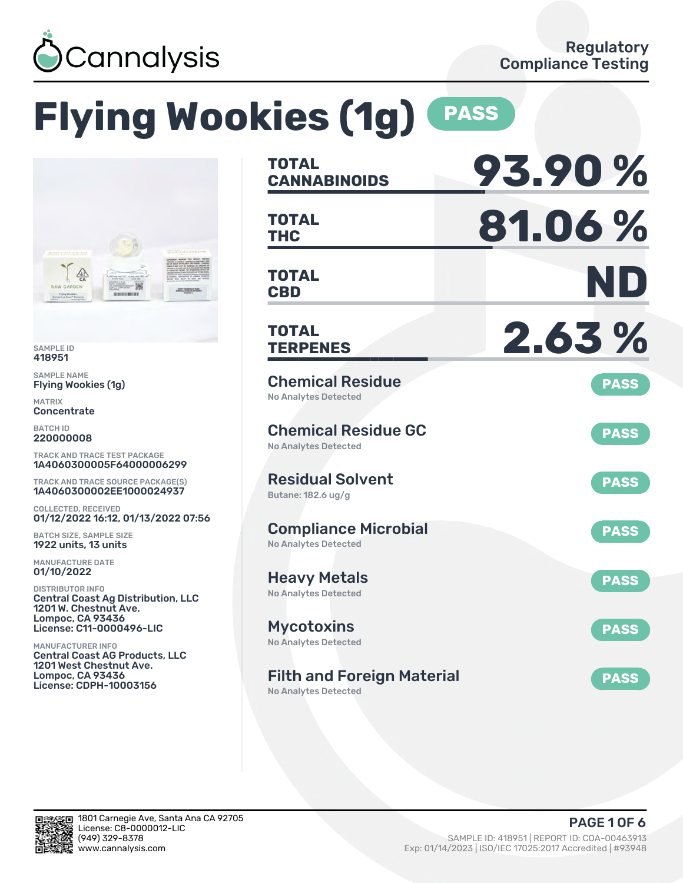Cannalysis

Regulatory Compliance Testing

# Flying Wookies (1g) PASS

SAMPLE ID
418951

SAMPLE NAME
Flying Wookies (1g)

MATRIX
Concentrate

BATCH ID
220000008

TRACK AND TRACE TEST PACKAGE
1A4060300005F64000006299

TRACK AND TRACE SOURCE PACKAGE(S)
1A4060300002EE1000024937

COLLECTED, RECEIVED
01/12/2022 16:12, 01/13/2022 07:56

BATCH SIZE, SAMPLE SIZE
1922 units, 13 units

MANUFACTURE DATE
01/10/2022

DISTRIBUTOR INFO
Central Coast Ag Distribution, LLC
1201 W. Chestnut Ave.
Lompoc, CA 93436
License: C11-0000496-LIC

MANUFACTURER INFO
Central Coast AG Products, LLC
1201 West Chestnut Ave.
Lompoc, CA 93436
License: CDPH-10003156

| | |
|---|---|
| **TOTAL CANNABINOIDS** | **93.90 %** |
| **TOTAL THC** | **81.06 %** |
| **TOTAL CBD** | **ND** |
| **TOTAL TERPENES** | **2.63 %** |

| Test | Result |
|---|---|
| **Chemical Residue** <br> No Analytes Detected | PASS |
| **Chemical Residue GC** <br> No Analytes Detected | PASS |
| **Residual Solvent** <br> Butane: 182.6 ug/g | PASS |
| **Compliance Microbial** <br> No Analytes Detected | PASS |
| **Heavy Metals** <br> No Analytes Detected | PASS |
| **Mycotoxins** <br> No Analytes Detected | PASS |
| **Filth and Foreign Material** <br> No Analytes Detected | PASS |

1801 Carnegie Ave, Santa Ana CA 92705
License: C8-0000012-LIC
(949) 329-8378
www.cannalysis.com

SAMPLE ID: 418951 | REPORT ID: COA-00463913
Exp: 01/14/2023 | ISO/IEC 17025:2017 Accredited | #93948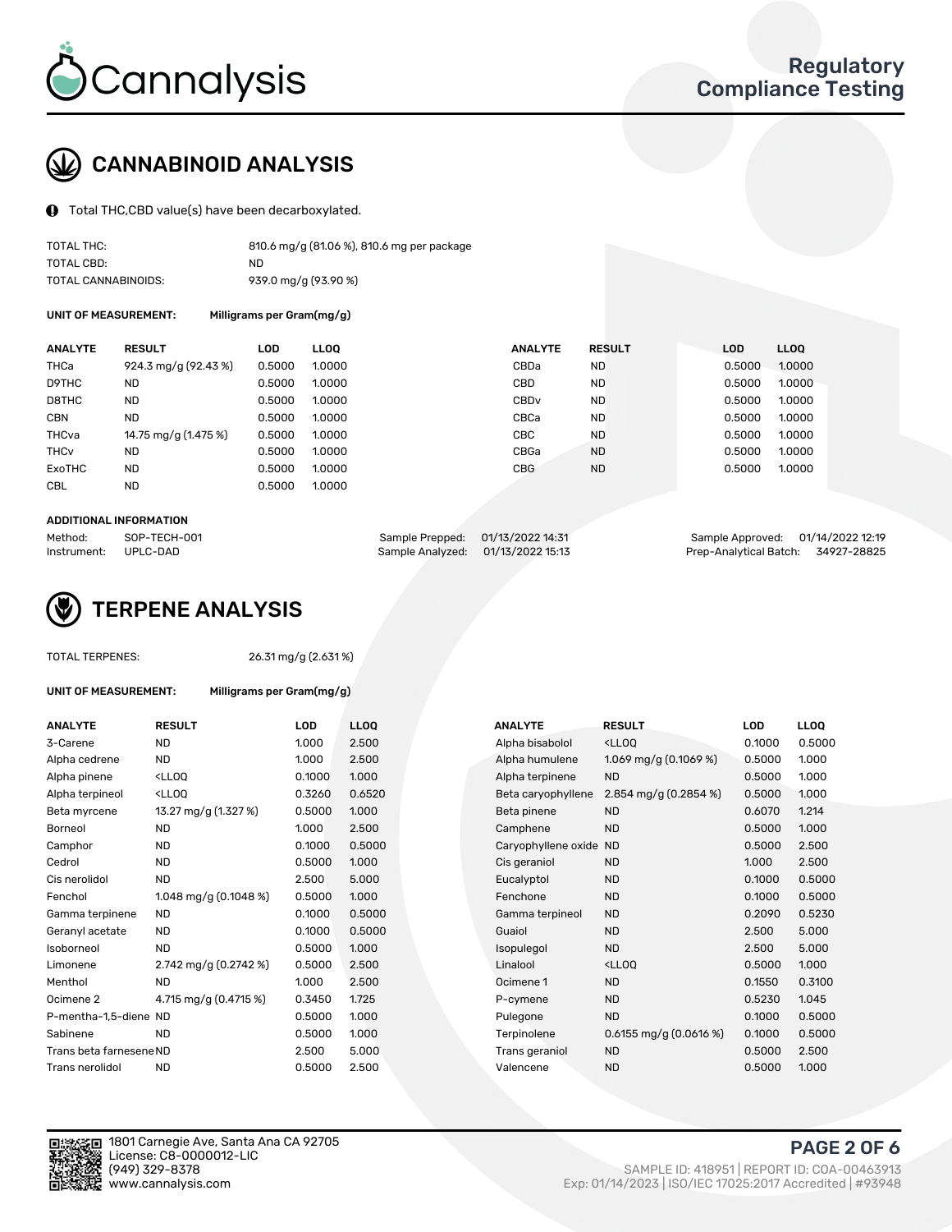# CANNABINOID ANALYSIS

Total THC,CBD value(s) have been decarboxylated.

| | |
|---|---|
| TOTAL THC: | 810.6 mg/g (81.06 %), 810.6 mg per package |
| TOTAL CBD: | ND |
| TOTAL CANNABINOIDS: | 939.0 mg/g (93.90 %) |

**UNIT OF MEASUREMENT:** Milligrams per Gram(mg/g)

| ANALYTE | RESULT | LOD | LLOQ | ANALYTE | RESULT | LOD | LLOQ |
|---|---|---|---|---|---|---|---|
| THCa | 924.3 mg/g (92.43 %) | 0.5000 | 1.0000 | CBDa | ND | 0.5000 | 1.0000 |
| D9THC | ND | 0.5000 | 1.0000 | CBD | ND | 0.5000 | 1.0000 |
| D8THC | ND | 0.5000 | 1.0000 | CBDv | ND | 0.5000 | 1.0000 |
| CBN | ND | 0.5000 | 1.0000 | CBCa | ND | 0.5000 | 1.0000 |
| THCva | 14.75 mg/g (1.475 %) | 0.5000 | 1.0000 | CBC | ND | 0.5000 | 1.0000 |
| THCv | ND | 0.5000 | 1.0000 | CBGa | ND | 0.5000 | 1.0000 |
| ExoTHC | ND | 0.5000 | 1.0000 | CBG | ND | 0.5000 | 1.0000 |
| CBL | ND | 0.5000 | 1.0000 | | | | |

**ADDITIONAL INFORMATION**

| | | | | | |
|---|---|---|---|---|---|
| Method: | SOP-TECH-001 | Sample Prepped: | 01/13/2022 14:31 | Sample Approved: | 01/14/2022 12:19 |
| Instrument: | UPLC-DAD | Sample Analyzed: | 01/13/2022 15:13 | Prep-Analytical Batch: | 34927-28825 |

# TERPENE ANALYSIS

TOTAL TERPENES: 26.31 mg/g (2.631 %)

**UNIT OF MEASUREMENT:** Milligrams per Gram(mg/g)

| ANALYTE | RESULT | LOD | LLOQ | ANALYTE | RESULT | LOD | LLOQ |
|---|---|---|---|---|---|---|---|
| 3-Carene | ND | 1.000 | 2.500 | Alpha bisabolol | <LLOQ | 0.1000 | 0.5000 |
| Alpha cedrene | ND | 1.000 | 2.500 | Alpha humulene | 1.069 mg/g (0.1069 %) | 0.5000 | 1.000 |
| Alpha pinene | <LLOQ | 0.1000 | 1.000 | Alpha terpinene | ND | 0.5000 | 1.000 |
| Alpha terpineol | <LLOQ | 0.3260 | 0.6520 | Beta caryophyllene | 2.854 mg/g (0.2854 %) | 0.5000 | 1.000 |
| Beta myrcene | 13.27 mg/g (1.327 %) | 0.5000 | 1.000 | Beta pinene | ND | 0.6070 | 1.214 |
| Borneol | ND | 1.000 | 2.500 | Camphene | ND | 0.5000 | 1.000 |
| Camphor | ND | 0.1000 | 0.5000 | Caryophyllene oxide | ND | 0.5000 | 2.500 |
| Cedrol | ND | 0.5000 | 1.000 | Cis geraniol | ND | 1.000 | 2.500 |
| Cis nerolidol | ND | 2.500 | 5.000 | Eucalyptol | ND | 0.1000 | 0.5000 |
| Fenchol | 1.048 mg/g (0.1048 %) | 0.5000 | 1.000 | Fenchone | ND | 0.1000 | 0.5000 |
| Gamma terpinene | ND | 0.1000 | 0.5000 | Gamma terpineol | ND | 0.2090 | 0.5230 |
| Geranyl acetate | ND | 0.1000 | 0.5000 | Guaiol | ND | 2.500 | 5.000 |
| Isoborneol | ND | 0.5000 | 1.000 | Isopulegol | ND | 2.500 | 5.000 |
| Limonene | 2.742 mg/g (0.2742 %) | 0.5000 | 2.500 | Linalool | <LLOQ | 0.5000 | 1.000 |
| Menthol | ND | 1.000 | 2.500 | Ocimene 1 | ND | 0.1550 | 0.3100 |
| Ocimene 2 | 4.715 mg/g (0.4715 %) | 0.3450 | 1.725 | P-cymene | ND | 0.5230 | 1.045 |
| P-mentha-1,5-diene | ND | 0.5000 | 1.000 | Pulegone | ND | 0.1000 | 0.5000 |
| Sabinene | ND | 0.5000 | 1.000 | Terpinolene | 0.6155 mg/g (0.0616 %) | 0.1000 | 0.5000 |
| Trans beta farnesene | ND | 2.500 | 5.000 | Trans geraniol | ND | 0.5000 | 2.500 |
| Trans nerolidol | ND | 0.5000 | 2.500 | Valencene | ND | 0.5000 | 1.000 |

1801 Carnegie Ave, Santa Ana CA 92705
License: C8-0000012-LIC
(949) 329-8378
www.cannalysis.com

SAMPLE ID: 418951 | REPORT ID: COA-00463913
Exp: 01/14/2023 | ISO/IEC 17025:2017 Accredited | #93948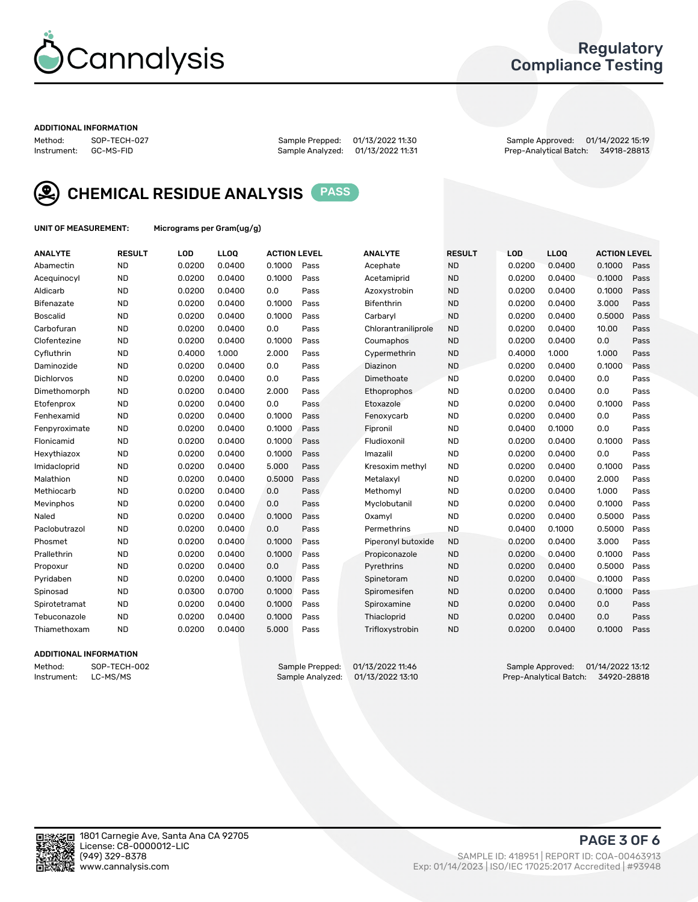Regulatory Compliance Testing

##### ADDITIONAL INFORMATION

Method: SOP-TECH-027
Instrument: GC-MS-FID

Sample Prepped: 01/13/2022 11:30
Sample Analyzed: 01/13/2022 11:31

Sample Approved: 01/14/2022 15:19
Prep-Analytical Batch: 34918-28813

## CHEMICAL RESIDUE ANALYSIS PASS

**UNIT OF MEASUREMENT:** Micrograms per Gram(ug/g)

| ANALYTE | RESULT | LOD | LLOQ | ACTION LEVEL | | ANALYTE | RESULT | LOD | LLOQ | ACTION LEVEL | |
|---|---|---|---|---|---|---|---|---|---|---|---|
| Abamectin | ND | 0.0200 | 0.0400 | 0.1000 | Pass | Acephate | ND | 0.0200 | 0.0400 | 0.1000 | Pass |
| Acequinocyl | ND | 0.0200 | 0.0400 | 0.1000 | Pass | Acetamiprid | ND | 0.0200 | 0.0400 | 0.1000 | Pass |
| Aldicarb | ND | 0.0200 | 0.0400 | 0.0 | Pass | Azoxystrobin | ND | 0.0200 | 0.0400 | 0.1000 | Pass |
| Bifenazate | ND | 0.0200 | 0.0400 | 0.1000 | Pass | Bifenthrin | ND | 0.0200 | 0.0400 | 3.000 | Pass |
| Boscalid | ND | 0.0200 | 0.0400 | 0.1000 | Pass | Carbaryl | ND | 0.0200 | 0.0400 | 0.5000 | Pass |
| Carbofuran | ND | 0.0200 | 0.0400 | 0.0 | Pass | Chlorantraniliprole | ND | 0.0200 | 0.0400 | 10.00 | Pass |
| Clofentezine | ND | 0.0200 | 0.0400 | 0.1000 | Pass | Coumaphos | ND | 0.0200 | 0.0400 | 0.0 | Pass |
| Cyfluthrin | ND | 0.4000 | 1.000 | 2.000 | Pass | Cypermethrin | ND | 0.4000 | 1.000 | 1.000 | Pass |
| Daminozide | ND | 0.0200 | 0.0400 | 0.0 | Pass | Diazinon | ND | 0.0200 | 0.0400 | 0.1000 | Pass |
| Dichlorvos | ND | 0.0200 | 0.0400 | 0.0 | Pass | Dimethoate | ND | 0.0200 | 0.0400 | 0.0 | Pass |
| Dimethomorph | ND | 0.0200 | 0.0400 | 2.000 | Pass | Ethoprophos | ND | 0.0200 | 0.0400 | 0.0 | Pass |
| Etofenprox | ND | 0.0200 | 0.0400 | 0.0 | Pass | Etoxazole | ND | 0.0200 | 0.0400 | 0.1000 | Pass |
| Fenhexamid | ND | 0.0200 | 0.0400 | 0.1000 | Pass | Fenoxycarb | ND | 0.0200 | 0.0400 | 0.0 | Pass |
| Fenpyroximate | ND | 0.0200 | 0.0400 | 0.1000 | Pass | Fipronil | ND | 0.0400 | 0.1000 | 0.0 | Pass |
| Flonicamid | ND | 0.0200 | 0.0400 | 0.1000 | Pass | Fludioxonil | ND | 0.0200 | 0.0400 | 0.1000 | Pass |
| Hexythiazox | ND | 0.0200 | 0.0400 | 0.1000 | Pass | Imazalil | ND | 0.0200 | 0.0400 | 0.0 | Pass |
| Imidacloprid | ND | 0.0200 | 0.0400 | 5.000 | Pass | Kresoxim methyl | ND | 0.0200 | 0.0400 | 0.1000 | Pass |
| Malathion | ND | 0.0200 | 0.0400 | 0.5000 | Pass | Metalaxyl | ND | 0.0200 | 0.0400 | 2.000 | Pass |
| Methiocarb | ND | 0.0200 | 0.0400 | 0.0 | Pass | Methomyl | ND | 0.0200 | 0.0400 | 1.000 | Pass |
| Mevinphos | ND | 0.0200 | 0.0400 | 0.0 | Pass | Myclobutanil | ND | 0.0200 | 0.0400 | 0.1000 | Pass |
| Naled | ND | 0.0200 | 0.0400 | 0.1000 | Pass | Oxamyl | ND | 0.0200 | 0.0400 | 0.5000 | Pass |
| Paclobutrazol | ND | 0.0200 | 0.0400 | 0.0 | Pass | Permethrins | ND | 0.0400 | 0.1000 | 0.5000 | Pass |
| Phosmet | ND | 0.0200 | 0.0400 | 0.1000 | Pass | Piperonyl butoxide | ND | 0.0200 | 0.0400 | 3.000 | Pass |
| Prallethrin | ND | 0.0200 | 0.0400 | 0.1000 | Pass | Propiconazole | ND | 0.0200 | 0.0400 | 0.1000 | Pass |
| Propoxur | ND | 0.0200 | 0.0400 | 0.0 | Pass | Pyrethrins | ND | 0.0200 | 0.0400 | 0.5000 | Pass |
| Pyridaben | ND | 0.0200 | 0.0400 | 0.1000 | Pass | Spinetoram | ND | 0.0200 | 0.0400 | 0.1000 | Pass |
| Spinosad | ND | 0.0300 | 0.0700 | 0.1000 | Pass | Spiromesifen | ND | 0.0200 | 0.0400 | 0.1000 | Pass |
| Spirotetramat | ND | 0.0200 | 0.0400 | 0.1000 | Pass | Spiroxamine | ND | 0.0200 | 0.0400 | 0.0 | Pass |
| Tebuconazole | ND | 0.0200 | 0.0400 | 0.1000 | Pass | Thiacloprid | ND | 0.0200 | 0.0400 | 0.0 | Pass |
| Thiamethoxam | ND | 0.0200 | 0.0400 | 5.000 | Pass | Trifloxystrobin | ND | 0.0200 | 0.0400 | 0.1000 | Pass |

##### ADDITIONAL INFORMATION

Method: SOP-TECH-002
Instrument: LC-MS/MS

Sample Prepped: 01/13/2022 11:46
Sample Analyzed: 01/13/2022 13:10

Sample Approved: 01/14/2022 13:12
Prep-Analytical Batch: 34920-28818

1801 Carnegie Ave, Santa Ana CA 92705
License: C8-0000012-LIC
(949) 329-8378
www.cannalysis.com

SAMPLE ID: 418951 | REPORT ID: COA-00463913
Exp: 01/14/2023 | ISO/IEC 17025:2017 Accredited | #93948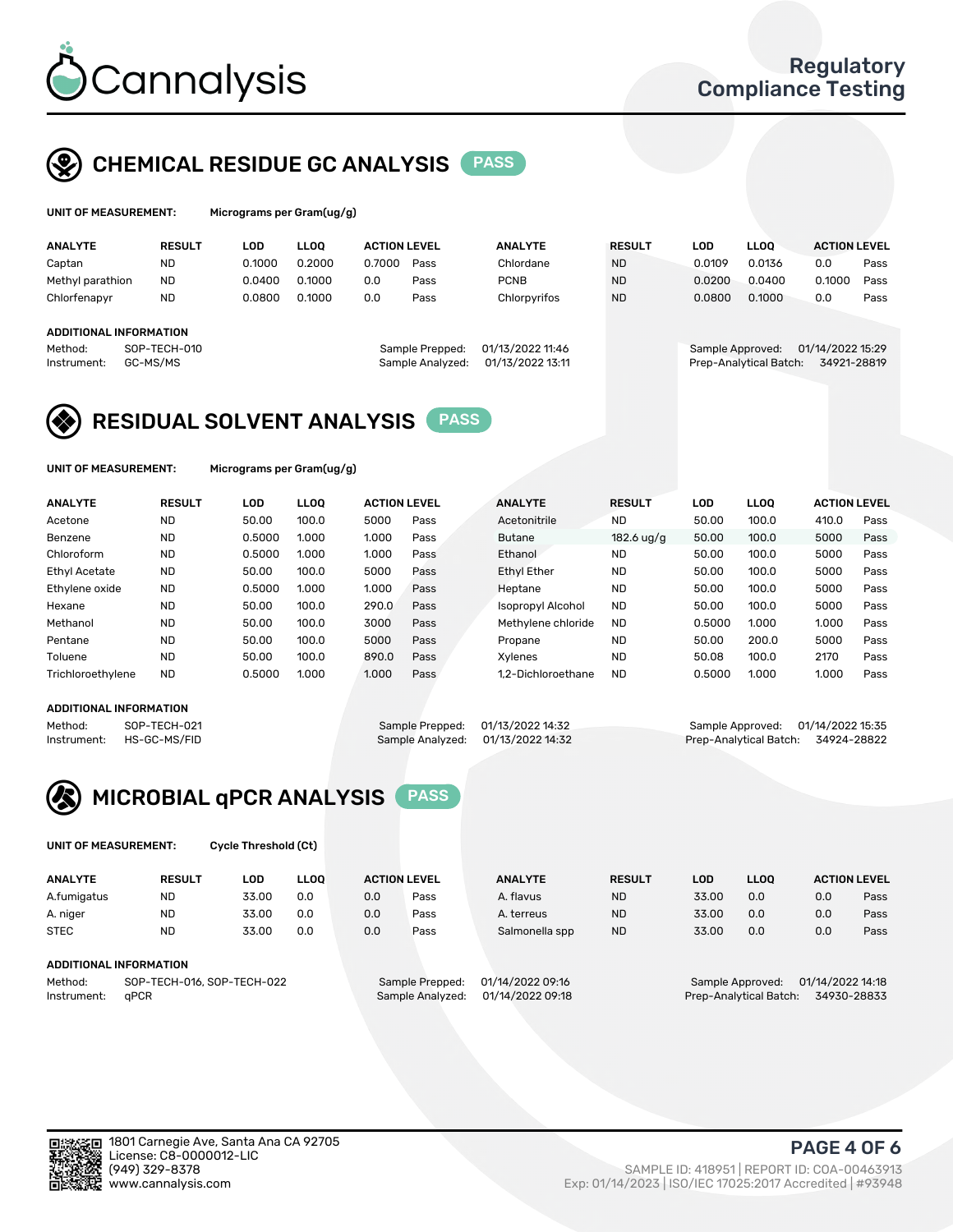# Cannalysis

Regulatory Compliance Testing

## CHEMICAL RESIDUE GC ANALYSIS PASS

**UNIT OF MEASUREMENT:** Micrograms per Gram(ug/g)

| ANALYTE | RESULT | LOD | LLOQ | ACTION LEVEL | | ANALYTE | RESULT | LOD | LLOQ | ACTION LEVEL | |
|---|---|---|---|---|---|---|---|---|---|---|---|
| Captan | ND | 0.1000 | 0.2000 | 0.7000 | Pass | Chlordane | ND | 0.0109 | 0.0136 | 0.0 | Pass |
| Methyl parathion | ND | 0.0400 | 0.1000 | 0.0 | Pass | PCNB | ND | 0.0200 | 0.0400 | 0.1000 | Pass |
| Chlorfenapyr | ND | 0.0800 | 0.1000 | 0.0 | Pass | Chlorpyrifos | ND | 0.0800 | 0.1000 | 0.0 | Pass |

**ADDITIONAL INFORMATION**

Method: SOP-TECH-010
Instrument: GC-MS/MS
Sample Prepped: 01/13/2022 11:46
Sample Analyzed: 01/13/2022 13:11
Sample Approved: 01/14/2022 15:29
Prep-Analytical Batch: 34921-28819

## RESIDUAL SOLVENT ANALYSIS PASS

**UNIT OF MEASUREMENT:** Micrograms per Gram(ug/g)

| ANALYTE | RESULT | LOD | LLOQ | ACTION LEVEL | | ANALYTE | RESULT | LOD | LLOQ | ACTION LEVEL | |
|---|---|---|---|---|---|---|---|---|---|---|---|
| Acetone | ND | 50.00 | 100.0 | 5000 | Pass | Acetonitrile | ND | 50.00 | 100.0 | 410.0 | Pass |
| Benzene | ND | 0.5000 | 1.000 | 1.000 | Pass | Butane | 182.6 ug/g | 50.00 | 100.0 | 5000 | Pass |
| Chloroform | ND | 0.5000 | 1.000 | 1.000 | Pass | Ethanol | ND | 50.00 | 100.0 | 5000 | Pass |
| Ethyl Acetate | ND | 50.00 | 100.0 | 5000 | Pass | Ethyl Ether | ND | 50.00 | 100.0 | 5000 | Pass |
| Ethylene oxide | ND | 0.5000 | 1.000 | 1.000 | Pass | Heptane | ND | 50.00 | 100.0 | 5000 | Pass |
| Hexane | ND | 50.00 | 100.0 | 290.0 | Pass | Isopropyl Alcohol | ND | 50.00 | 100.0 | 5000 | Pass |
| Methanol | ND | 50.00 | 100.0 | 3000 | Pass | Methylene chloride | ND | 0.5000 | 1.000 | 1.000 | Pass |
| Pentane | ND | 50.00 | 100.0 | 5000 | Pass | Propane | ND | 50.00 | 200.0 | 5000 | Pass |
| Toluene | ND | 50.00 | 100.0 | 890.0 | Pass | Xylenes | ND | 50.08 | 100.0 | 2170 | Pass |
| Trichloroethylene | ND | 0.5000 | 1.000 | 1.000 | Pass | 1,2-Dichloroethane | ND | 0.5000 | 1.000 | 1.000 | Pass |

**ADDITIONAL INFORMATION**

Method: SOP-TECH-021
Instrument: HS-GC-MS/FID
Sample Prepped: 01/13/2022 14:32
Sample Analyzed: 01/13/2022 14:32
Sample Approved: 01/14/2022 15:35
Prep-Analytical Batch: 34924-28822

## MICROBIAL qPCR ANALYSIS PASS

**UNIT OF MEASUREMENT:** Cycle Threshold (Ct)

| ANALYTE | RESULT | LOD | LLOQ | ACTION LEVEL | | ANALYTE | RESULT | LOD | LLOQ | ACTION LEVEL | |
|---|---|---|---|---|---|---|---|---|---|---|---|
| A.fumigatus | ND | 33.00 | 0.0 | 0.0 | Pass | A. flavus | ND | 33.00 | 0.0 | 0.0 | Pass |
| A. niger | ND | 33.00 | 0.0 | 0.0 | Pass | A. terreus | ND | 33.00 | 0.0 | 0.0 | Pass |
| STEC | ND | 33.00 | 0.0 | 0.0 | Pass | Salmonella spp | ND | 33.00 | 0.0 | 0.0 | Pass |

**ADDITIONAL INFORMATION**

Method: SOP-TECH-016, SOP-TECH-022
Instrument: qPCR
Sample Prepped: 01/14/2022 09:16
Sample Analyzed: 01/14/2022 09:18
Sample Approved: 01/14/2022 14:18
Prep-Analytical Batch: 34930-28833

1801 Carnegie Ave, Santa Ana CA 92705
License: C8-0000012-LIC
(949) 329-8378
www.cannalysis.com

SAMPLE ID: 418951 | REPORT ID: COA-00463913
Exp: 01/14/2023 | ISO/IEC 17025:2017 Accredited | #93948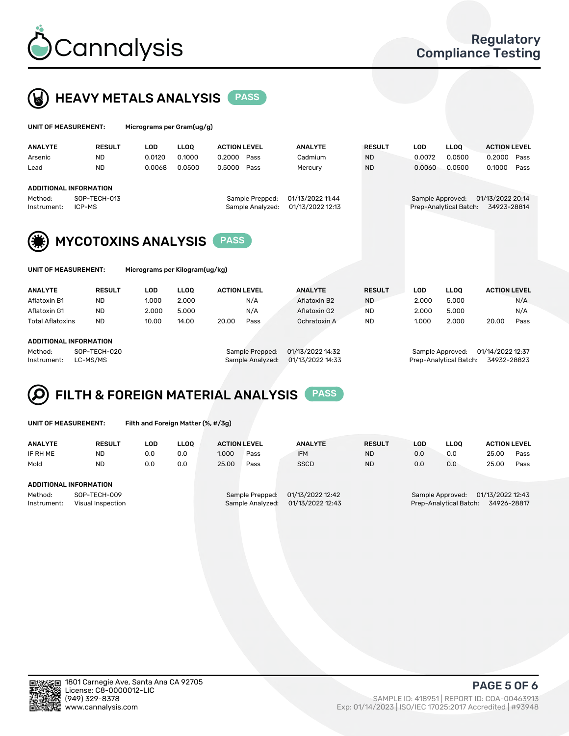# Cannalysis

Regulatory Compliance Testing

## HEAVY METALS ANALYSIS PASS

**UNIT OF MEASUREMENT:** Micrograms per Gram(ug/g)

| ANALYTE | RESULT | LOD | LLOQ | ACTION LEVEL | | ANALYTE | RESULT | LOD | LLOQ | ACTION LEVEL | |
|---|---|---|---|---|---|---|---|---|---|---|---|
| Arsenic | ND | 0.0120 | 0.1000 | 0.2000 | Pass | Cadmium | ND | 0.0072 | 0.0500 | 0.2000 | Pass |
| Lead | ND | 0.0068 | 0.0500 | 0.5000 | Pass | Mercury | ND | 0.0060 | 0.0500 | 0.1000 | Pass |

**ADDITIONAL INFORMATION**

Method: SOP-TECH-013
Instrument: ICP-MS
Sample Prepped: 01/13/2022 11:44
Sample Analyzed: 01/13/2022 12:13
Sample Approved: 01/13/2022 20:14
Prep-Analytical Batch: 34923-28814

## MYCOTOXINS ANALYSIS PASS

**UNIT OF MEASUREMENT:** Micrograms per Kilogram(ug/kg)

| ANALYTE | RESULT | LOD | LLOQ | ACTION LEVEL | | ANALYTE | RESULT | LOD | LLOQ | ACTION LEVEL | |
|---|---|---|---|---|---|---|---|---|---|---|---|
| Aflatoxin B1 | ND | 1.000 | 2.000 | | N/A | Aflatoxin B2 | ND | 2.000 | 5.000 | | N/A |
| Aflatoxin G1 | ND | 2.000 | 5.000 | | N/A | Aflatoxin G2 | ND | 2.000 | 5.000 | | N/A |
| Total Aflatoxins | ND | 10.00 | 14.00 | 20.00 | Pass | Ochratoxin A | ND | 1.000 | 2.000 | 20.00 | Pass |

**ADDITIONAL INFORMATION**

Method: SOP-TECH-020
Instrument: LC-MS/MS
Sample Prepped: 01/13/2022 14:32
Sample Analyzed: 01/13/2022 14:33
Sample Approved: 01/14/2022 12:37
Prep-Analytical Batch: 34932-28823

## FILTH & FOREIGN MATERIAL ANALYSIS PASS

**UNIT OF MEASUREMENT:** Filth and Foreign Matter (%, #/3g)

| ANALYTE | RESULT | LOD | LLOQ | ACTION LEVEL | | ANALYTE | RESULT | LOD | LLOQ | ACTION LEVEL | |
|---|---|---|---|---|---|---|---|---|---|---|---|
| IF RH ME | ND | 0.0 | 0.0 | 1.000 | Pass | IFM | ND | 0.0 | 0.0 | 25.00 | Pass |
| Mold | ND | 0.0 | 0.0 | 25.00 | Pass | SSCD | ND | 0.0 | 0.0 | 25.00 | Pass |

**ADDITIONAL INFORMATION**

Method: SOP-TECH-009
Instrument: Visual Inspection
Sample Prepped: 01/13/2022 12:42
Sample Analyzed: 01/13/2022 12:43
Sample Approved: 01/13/2022 12:43
Prep-Analytical Batch: 34926-28817

1801 Carnegie Ave, Santa Ana CA 92705
License: C8-0000012-LIC
(949) 329-8378
www.cannalysis.com

SAMPLE ID: 418951 | REPORT ID: COA-00463913
Exp: 01/14/2023 | ISO/IEC 17025:2017 Accredited | #93948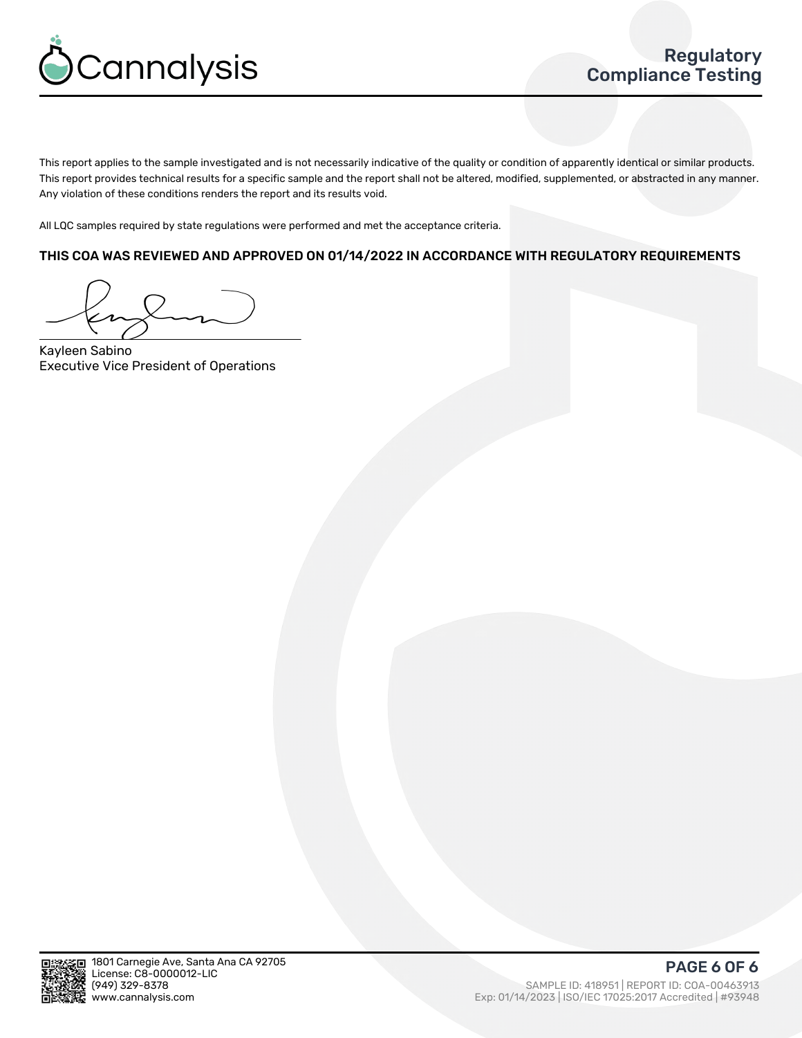This report applies to the sample investigated and is not necessarily indicative of the quality or condition of apparently identical or similar products. This report provides technical results for a specific sample and the report shall not be altered, modified, supplemented, or abstracted in any manner. Any violation of these conditions renders the report and its results void.

All LQC samples required by state regulations were performed and met the acceptance criteria.

**THIS COA WAS REVIEWED AND APPROVED ON 01/14/2022 IN ACCORDANCE WITH REGULATORY REQUIREMENTS**

Kayleen Sabino
Executive Vice President of Operations